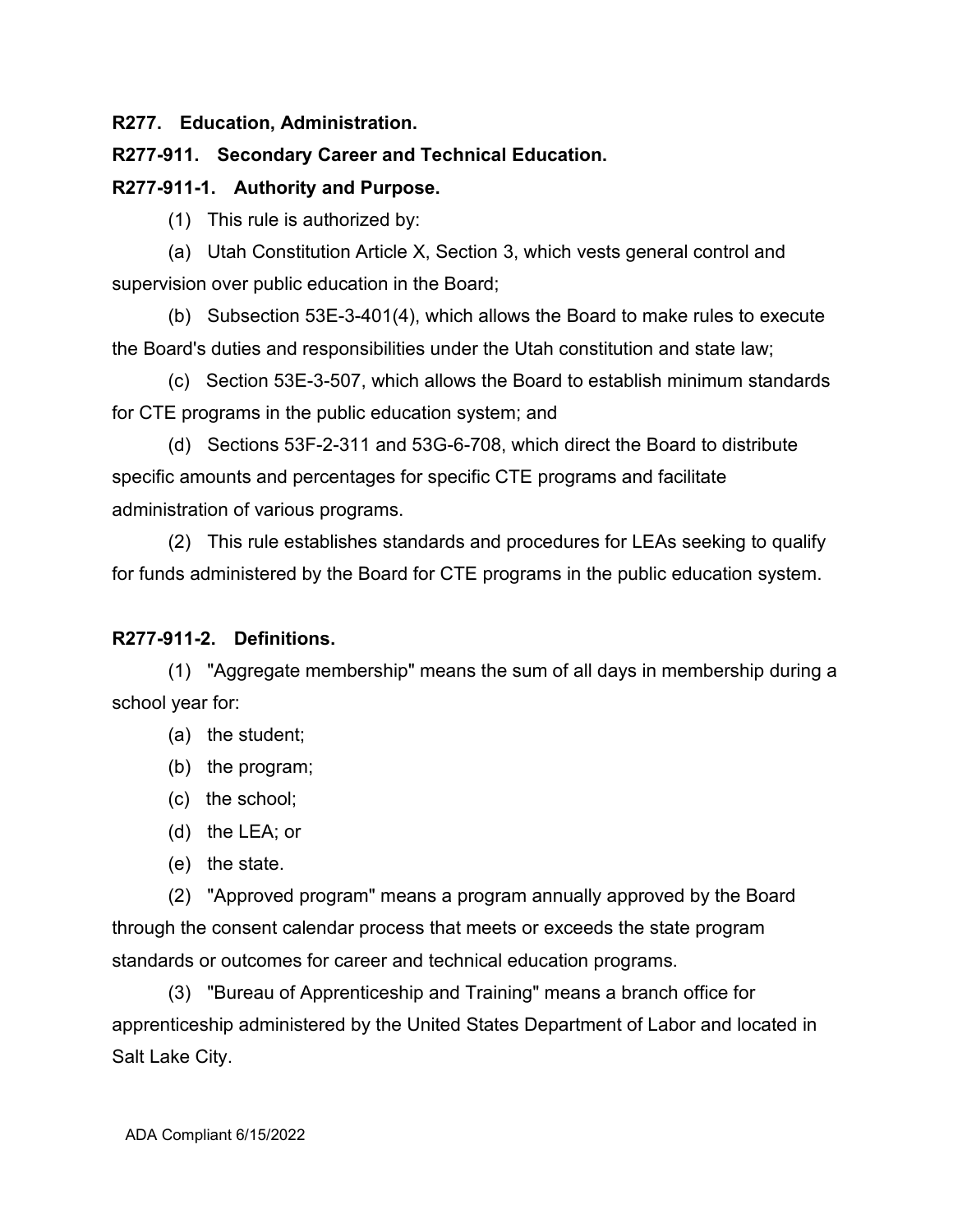**R277. Education, Administration.**

**R277-911. Secondary Career and Technical Education.**

**R277-911-1. Authority and Purpose.**

(1) This rule is authorized by:

(a) Utah Constitution Article X, Section 3, which vests general control and supervision over public education in the Board;

(b) Subsection 53E-3-401(4), which allows the Board to make rules to execute the Board's duties and responsibilities under the Utah constitution and state law;

(c) Section 53E-3-507, which allows the Board to establish minimum standards for CTE programs in the public education system; and

(d) Sections 53F-2-311 and 53G-6-708, which direct the Board to distribute specific amounts and percentages for specific CTE programs and facilitate administration of various programs.

(2) This rule establishes standards and procedures for LEAs seeking to qualify for funds administered by the Board for CTE programs in the public education system.

**R277-911-2. Definitions.**

(1) "Aggregate membership" means the sum of all days in membership during a school year for:

(a) the student;

(b) the program;

(c) the school;

(d) the LEA; or

(e) the state.

(2) "Approved program" means a program annually approved by the Board through the consent calendar process that meets or exceeds the state program standards or outcomes for career and technical education programs.

(3) "Bureau of Apprenticeship and Training" means a branch office for apprenticeship administered by the United States Department of Labor and located in Salt Lake City.

ADA Compliant 6/15/2022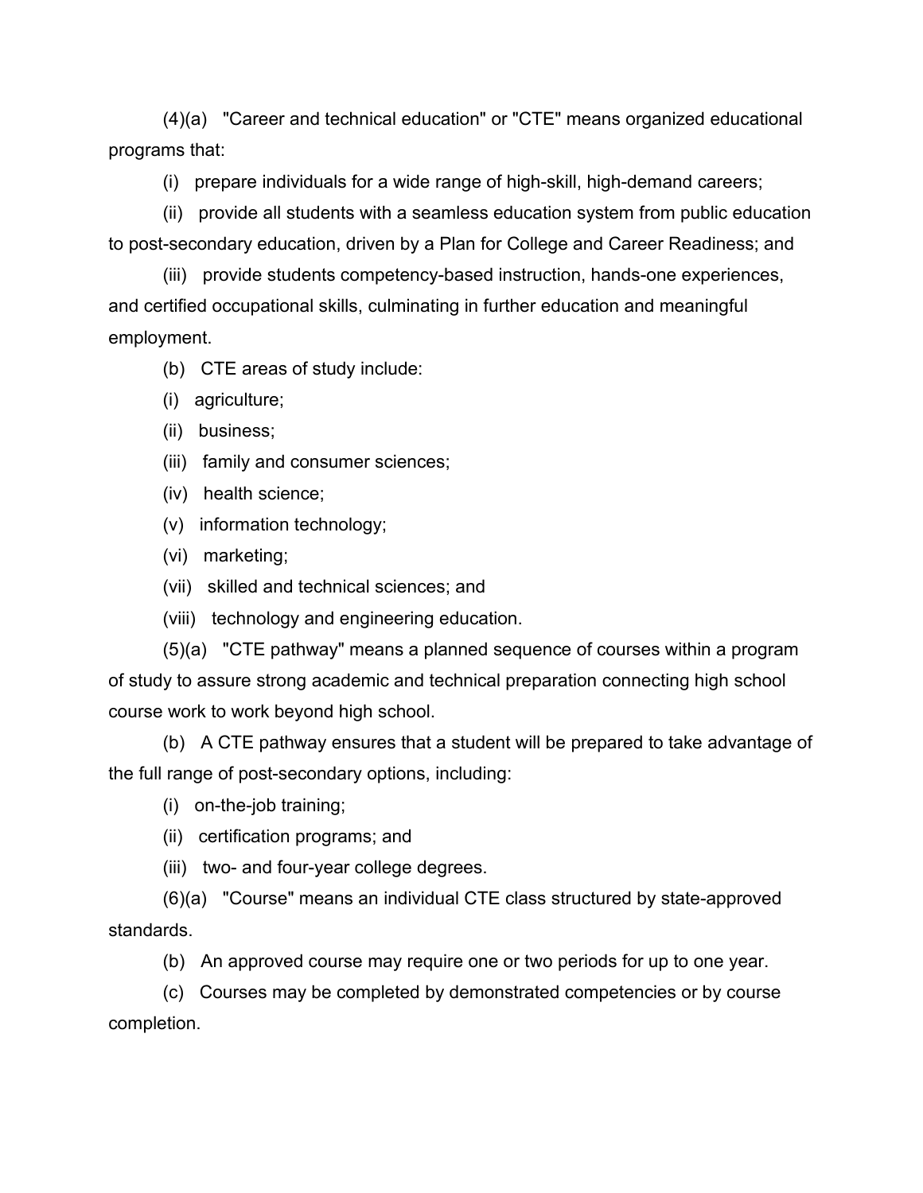(4)(a) "Career and technical education" or "CTE" means organized educational programs that:

(i) prepare individuals for a wide range of high-skill, high-demand careers;

(ii) provide all students with a seamless education system from public education to post-secondary education, driven by a Plan for College and Career Readiness; and

(iii) provide students competency-based instruction, hands-one experiences, and certified occupational skills, culminating in further education and meaningful employment.

(b) CTE areas of study include:

(i) agriculture;

(ii) business;

(iii) family and consumer sciences;

(iv) health science;

(v) information technology;

(vi) marketing;

(vii) skilled and technical sciences; and

(viii) technology and engineering education.

(5)(a) "CTE pathway" means a planned sequence of courses within a program of study to assure strong academic and technical preparation connecting high school course work to work beyond high school.

(b) A CTE pathway ensures that a student will be prepared to take advantage of the full range of post-secondary options, including:

(i) on-the-job training;

(ii) certification programs; and

(iii) two- and four-year college degrees.

(6)(a) "Course" means an individual CTE class structured by state-approved standards.

(b) An approved course may require one or two periods for up to one year.

(c) Courses may be completed by demonstrated competencies or by course completion.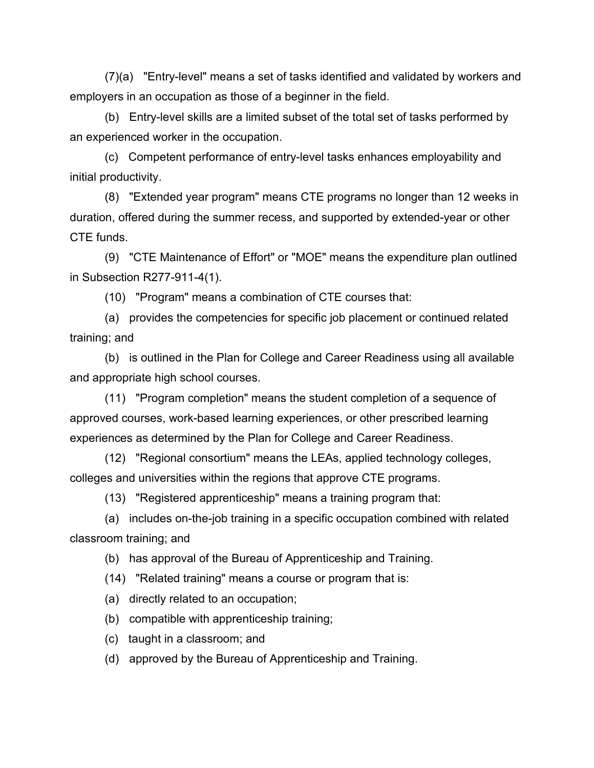(7)(a) "Entry-level" means a set of tasks identified and validated by workers and employers in an occupation as those of a beginner in the field.

(b) Entry-level skills are a limited subset of the total set of tasks performed by an experienced worker in the occupation.

(c) Competent performance of entry-level tasks enhances employability and initial productivity.

(8) "Extended year program" means CTE programs no longer than 12 weeks in duration, offered during the summer recess, and supported by extended-year or other CTE funds.

(9) "CTE Maintenance of Effort" or "MOE" means the expenditure plan outlined in Subsection R277-911-4(1).

(10) "Program" means a combination of CTE courses that:

(a) provides the competencies for specific job placement or continued related training; and

(b) is outlined in the Plan for College and Career Readiness using all available and appropriate high school courses.

(11) "Program completion" means the student completion of a sequence of approved courses, work-based learning experiences, or other prescribed learning experiences as determined by the Plan for College and Career Readiness.

(12) "Regional consortium" means the LEAs, applied technology colleges, colleges and universities within the regions that approve CTE programs.

(13) "Registered apprenticeship" means a training program that:

(a) includes on-the-job training in a specific occupation combined with related classroom training; and

(b) has approval of the Bureau of Apprenticeship and Training.

(14) "Related training" means a course or program that is:

(a) directly related to an occupation;

(b) compatible with apprenticeship training;

(c) taught in a classroom; and

(d) approved by the Bureau of Apprenticeship and Training.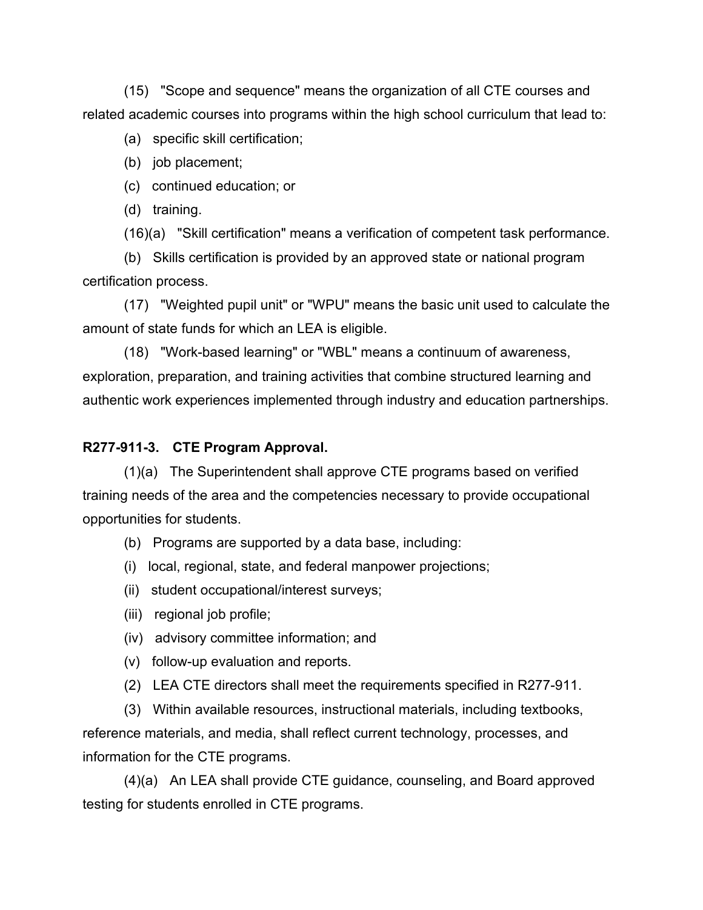(15) "Scope and sequence" means the organization of all CTE courses and related academic courses into programs within the high school curriculum that lead to:

(a) specific skill certification;

(b) job placement;

(c) continued education; or

(d) training.

(16)(a) "Skill certification" means a verification of competent task performance.

(b) Skills certification is provided by an approved state or national program certification process.

(17) "Weighted pupil unit" or "WPU" means the basic unit used to calculate the amount of state funds for which an LEA is eligible.

(18) "Work-based learning" or "WBL" means a continuum of awareness, exploration, preparation, and training activities that combine structured learning and authentic work experiences implemented through industry and education partnerships.

**R277-911-3. CTE Program Approval.**

(1)(a) The Superintendent shall approve CTE programs based on verified training needs of the area and the competencies necessary to provide occupational opportunities for students.

(b) Programs are supported by a data base, including:

(i) local, regional, state, and federal manpower projections;

(ii) student occupational/interest surveys;

(iii) regional job profile;

(iv) advisory committee information; and

(v) follow-up evaluation and reports.

(2) LEA CTE directors shall meet the requirements specified in R277-911.

(3) Within available resources, instructional materials, including textbooks, reference materials, and media, shall reflect current technology, processes, and information for the CTE programs.

(4)(a) An LEA shall provide CTE guidance, counseling, and Board approved testing for students enrolled in CTE programs.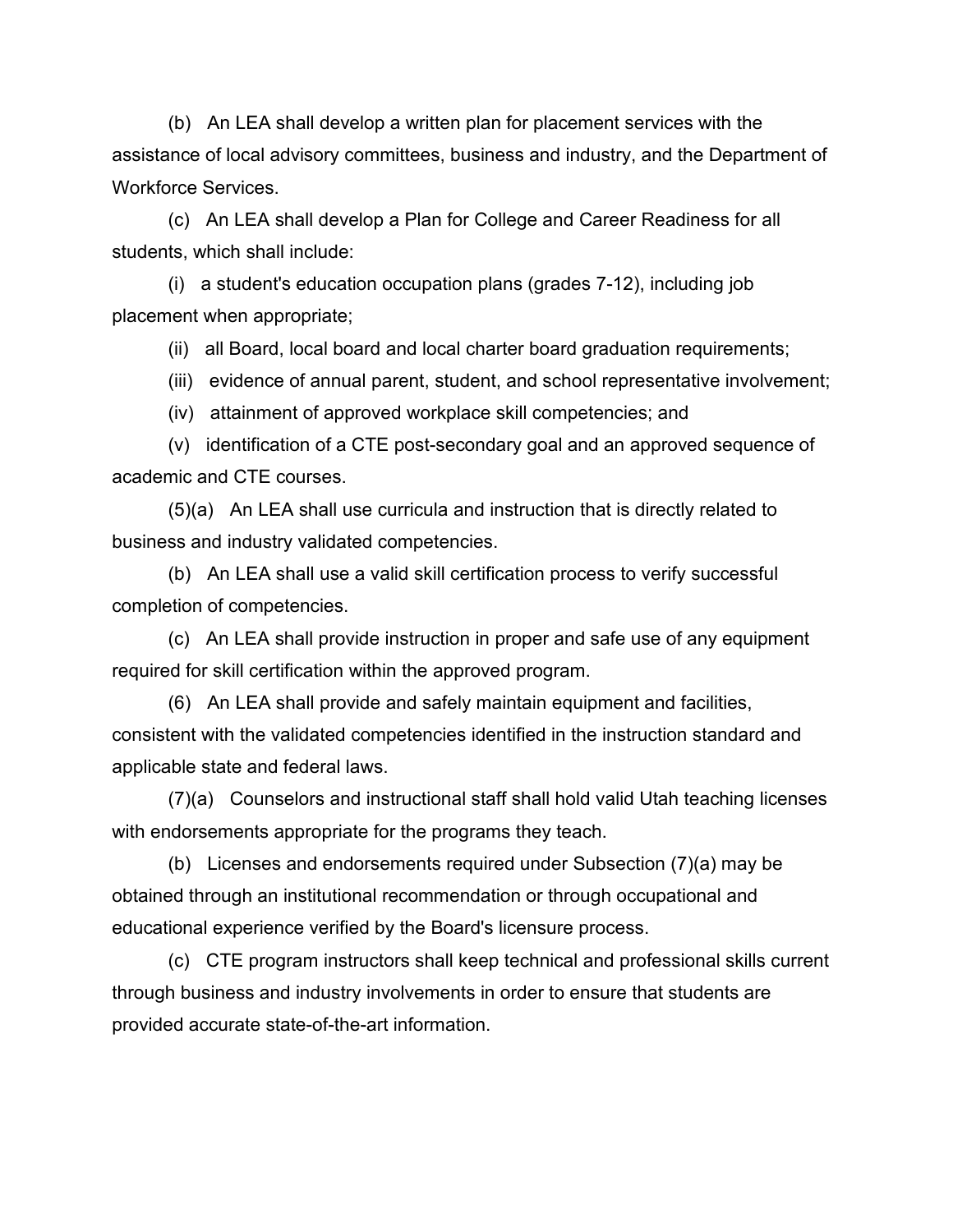(b) An LEA shall develop a written plan for placement services with the assistance of local advisory committees, business and industry, and the Department of Workforce Services.

(c) An LEA shall develop a Plan for College and Career Readiness for all students, which shall include:

(i) a student's education occupation plans (grades 7-12), including job placement when appropriate;

(ii) all Board, local board and local charter board graduation requirements;

(iii) evidence of annual parent, student, and school representative involvement;

(iv) attainment of approved workplace skill competencies; and

(v) identification of a CTE post-secondary goal and an approved sequence of academic and CTE courses.

(5)(a) An LEA shall use curricula and instruction that is directly related to business and industry validated competencies.

(b) An LEA shall use a valid skill certification process to verify successful completion of competencies.

(c) An LEA shall provide instruction in proper and safe use of any equipment required for skill certification within the approved program.

(6) An LEA shall provide and safely maintain equipment and facilities, consistent with the validated competencies identified in the instruction standard and applicable state and federal laws.

(7)(a) Counselors and instructional staff shall hold valid Utah teaching licenses with endorsements appropriate for the programs they teach.

(b) Licenses and endorsements required under Subsection (7)(a) may be obtained through an institutional recommendation or through occupational and educational experience verified by the Board's licensure process.

(c) CTE program instructors shall keep technical and professional skills current through business and industry involvements in order to ensure that students are provided accurate state-of-the-art information.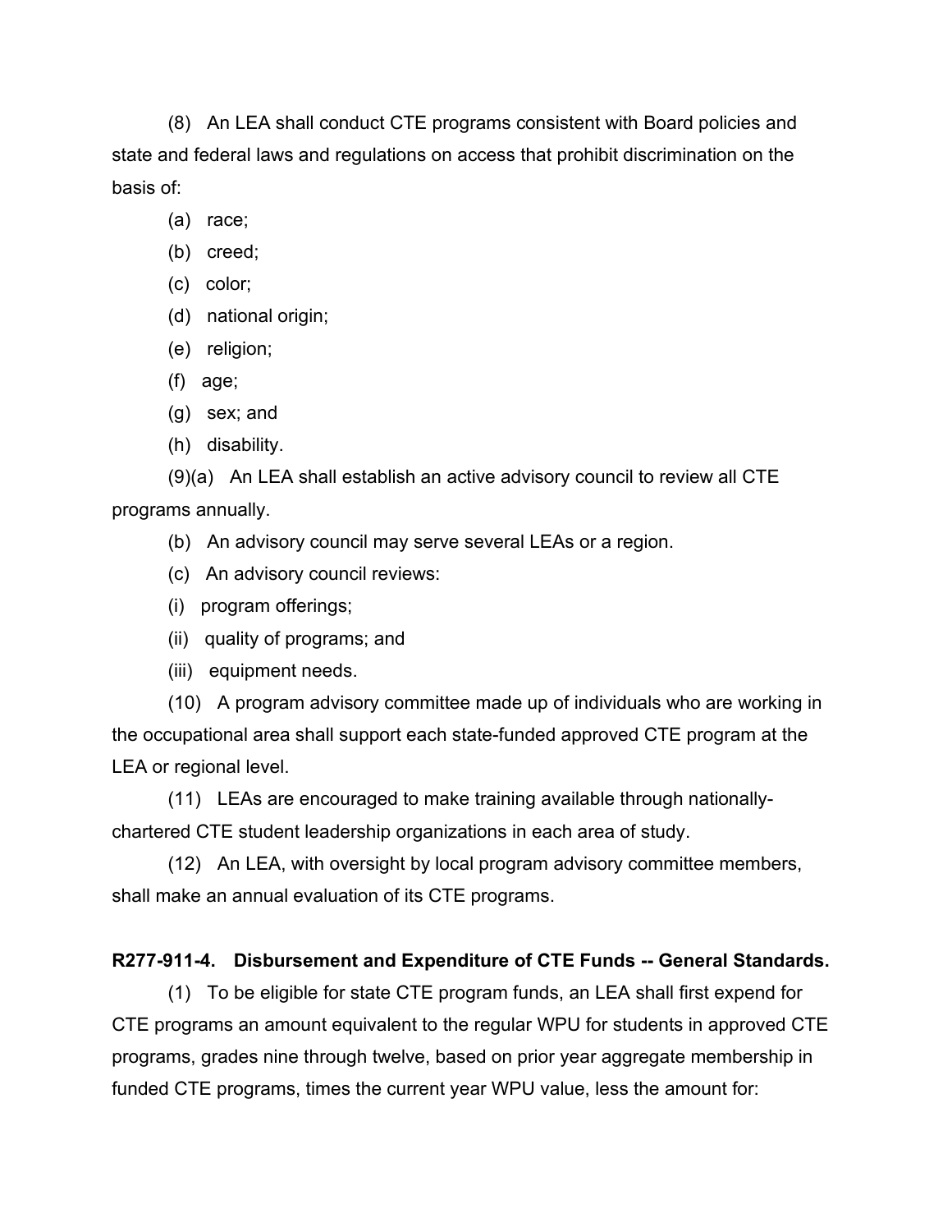(8) An LEA shall conduct CTE programs consistent with Board policies and state and federal laws and regulations on access that prohibit discrimination on the basis of:

(a) race;

(b) creed;

(c) color;

(d) national origin;

(e) religion;

(f) age;

(g) sex; and

(h) disability.

(9)(a) An LEA shall establish an active advisory council to review all CTE programs annually.

(b) An advisory council may serve several LEAs or a region.

(c) An advisory council reviews:

(i) program offerings;

(ii) quality of programs; and

(iii) equipment needs.

(10) A program advisory committee made up of individuals who are working in the occupational area shall support each state-funded approved CTE program at the LEA or regional level.

(11) LEAs are encouraged to make training available through nationally-chartered CTE student leadership organizations in each area of study.

(12) An LEA, with oversight by local program advisory committee members, shall make an annual evaluation of its CTE programs.

**R277-911-4. Disbursement and Expenditure of CTE Funds -- General Standards.**

(1) To be eligible for state CTE program funds, an LEA shall first expend for CTE programs an amount equivalent to the regular WPU for students in approved CTE programs, grades nine through twelve, based on prior year aggregate membership in funded CTE programs, times the current year WPU value, less the amount for: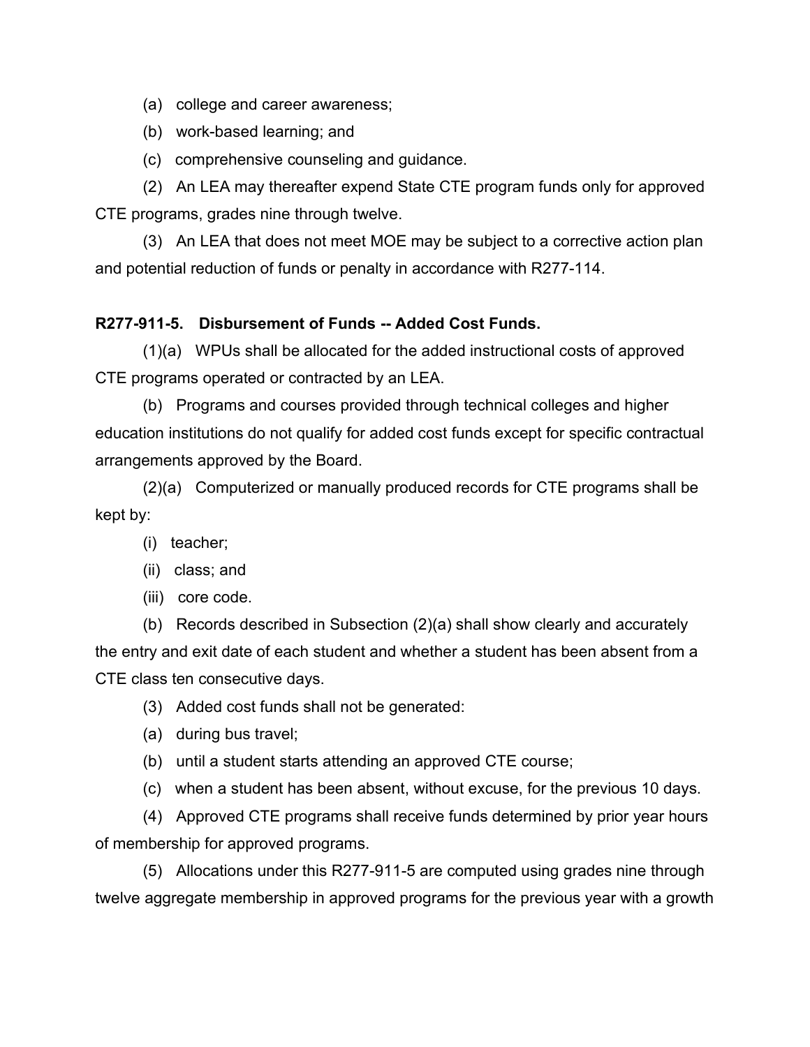(a) college and career awareness;

(b) work-based learning; and

(c) comprehensive counseling and guidance.

(2) An LEA may thereafter expend State CTE program funds only for approved CTE programs, grades nine through twelve.

(3) An LEA that does not meet MOE may be subject to a corrective action plan and potential reduction of funds or penalty in accordance with R277-114.

**R277-911-5. Disbursement of Funds -- Added Cost Funds.**

(1)(a) WPUs shall be allocated for the added instructional costs of approved CTE programs operated or contracted by an LEA.

(b) Programs and courses provided through technical colleges and higher education institutions do not qualify for added cost funds except for specific contractual arrangements approved by the Board.

(2)(a) Computerized or manually produced records for CTE programs shall be kept by:

(i) teacher;

(ii) class; and

(iii) core code.

(b) Records described in Subsection (2)(a) shall show clearly and accurately the entry and exit date of each student and whether a student has been absent from a CTE class ten consecutive days.

(3) Added cost funds shall not be generated:

(a) during bus travel;

(b) until a student starts attending an approved CTE course;

(c) when a student has been absent, without excuse, for the previous 10 days.

(4) Approved CTE programs shall receive funds determined by prior year hours of membership for approved programs.

(5) Allocations under this R277-911-5 are computed using grades nine through twelve aggregate membership in approved programs for the previous year with a growth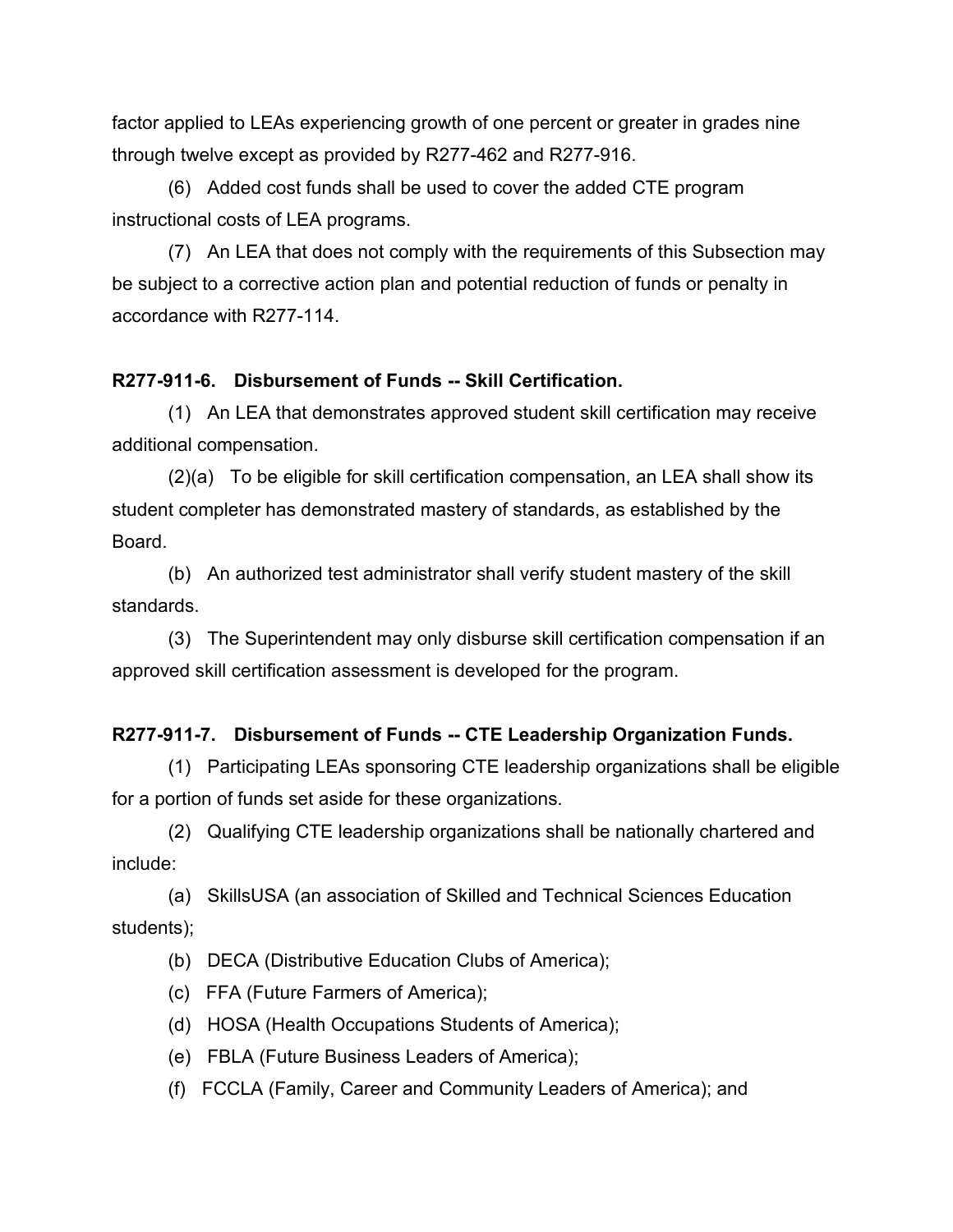factor applied to LEAs experiencing growth of one percent or greater in grades nine through twelve except as provided by R277-462 and R277-916.

(6) Added cost funds shall be used to cover the added CTE program instructional costs of LEA programs.

(7) An LEA that does not comply with the requirements of this Subsection may be subject to a corrective action plan and potential reduction of funds or penalty in accordance with R277-114.

**R277-911-6. Disbursement of Funds -- Skill Certification.**

(1) An LEA that demonstrates approved student skill certification may receive additional compensation.

(2)(a) To be eligible for skill certification compensation, an LEA shall show its student completer has demonstrated mastery of standards, as established by the Board.

(b) An authorized test administrator shall verify student mastery of the skill standards.

(3) The Superintendent may only disburse skill certification compensation if an approved skill certification assessment is developed for the program.

**R277-911-7. Disbursement of Funds -- CTE Leadership Organization Funds.**

(1) Participating LEAs sponsoring CTE leadership organizations shall be eligible for a portion of funds set aside for these organizations.

(2) Qualifying CTE leadership organizations shall be nationally chartered and include:

(a) SkillsUSA (an association of Skilled and Technical Sciences Education students);

(b) DECA (Distributive Education Clubs of America);

(c) FFA (Future Farmers of America);

(d) HOSA (Health Occupations Students of America);

(e) FBLA (Future Business Leaders of America);

(f) FCCLA (Family, Career and Community Leaders of America); and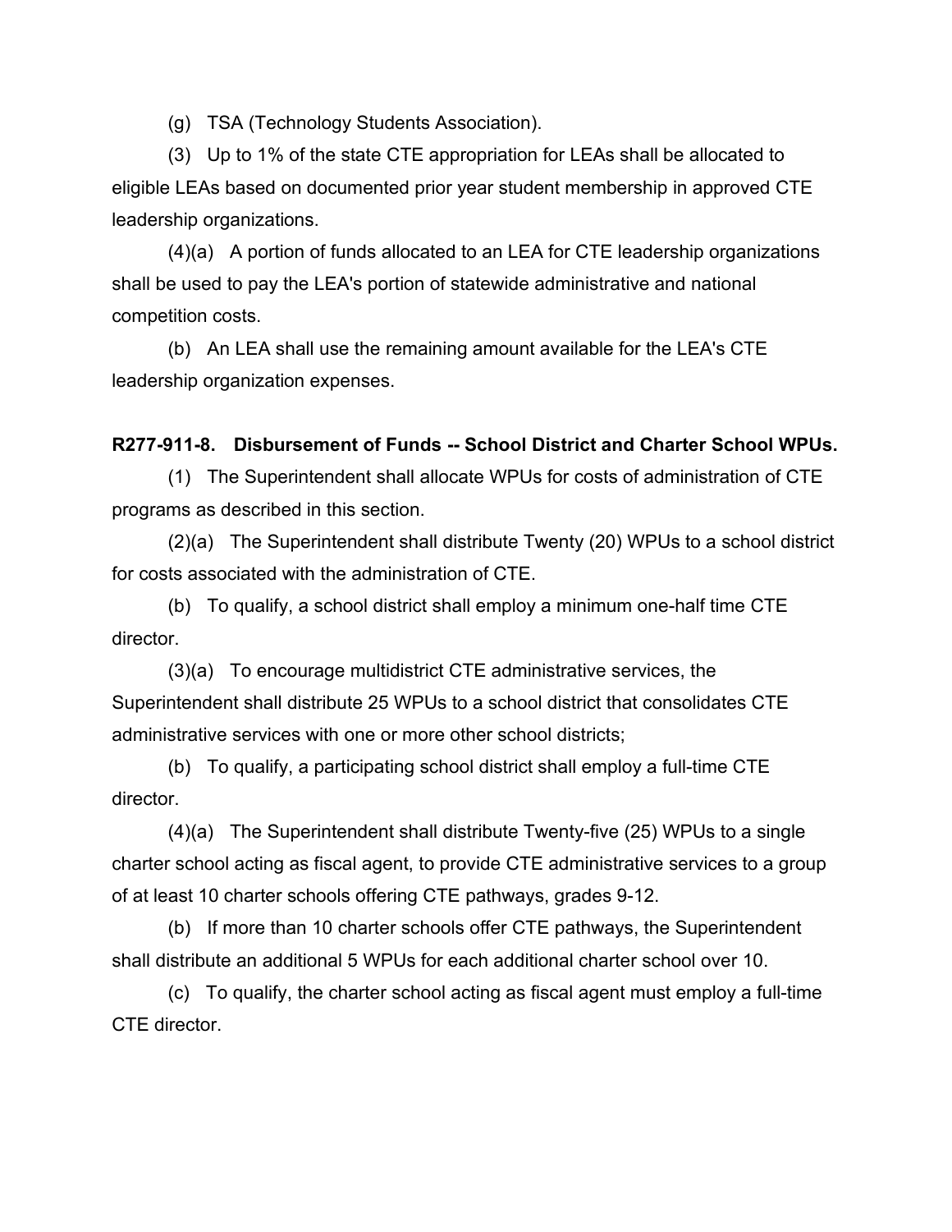(g) TSA (Technology Students Association).

(3) Up to 1% of the state CTE appropriation for LEAs shall be allocated to eligible LEAs based on documented prior year student membership in approved CTE leadership organizations.

(4)(a) A portion of funds allocated to an LEA for CTE leadership organizations shall be used to pay the LEA's portion of statewide administrative and national competition costs.

(b) An LEA shall use the remaining amount available for the LEA's CTE leadership organization expenses.

**R277-911-8. Disbursement of Funds -- School District and Charter School WPUs.**

(1) The Superintendent shall allocate WPUs for costs of administration of CTE programs as described in this section.

(2)(a) The Superintendent shall distribute Twenty (20) WPUs to a school district for costs associated with the administration of CTE.

(b) To qualify, a school district shall employ a minimum one-half time CTE director.

(3)(a) To encourage multidistrict CTE administrative services, the Superintendent shall distribute 25 WPUs to a school district that consolidates CTE administrative services with one or more other school districts;

(b) To qualify, a participating school district shall employ a full-time CTE director.

(4)(a) The Superintendent shall distribute Twenty-five (25) WPUs to a single charter school acting as fiscal agent, to provide CTE administrative services to a group of at least 10 charter schools offering CTE pathways, grades 9-12.

(b) If more than 10 charter schools offer CTE pathways, the Superintendent shall distribute an additional 5 WPUs for each additional charter school over 10.

(c) To qualify, the charter school acting as fiscal agent must employ a full-time CTE director.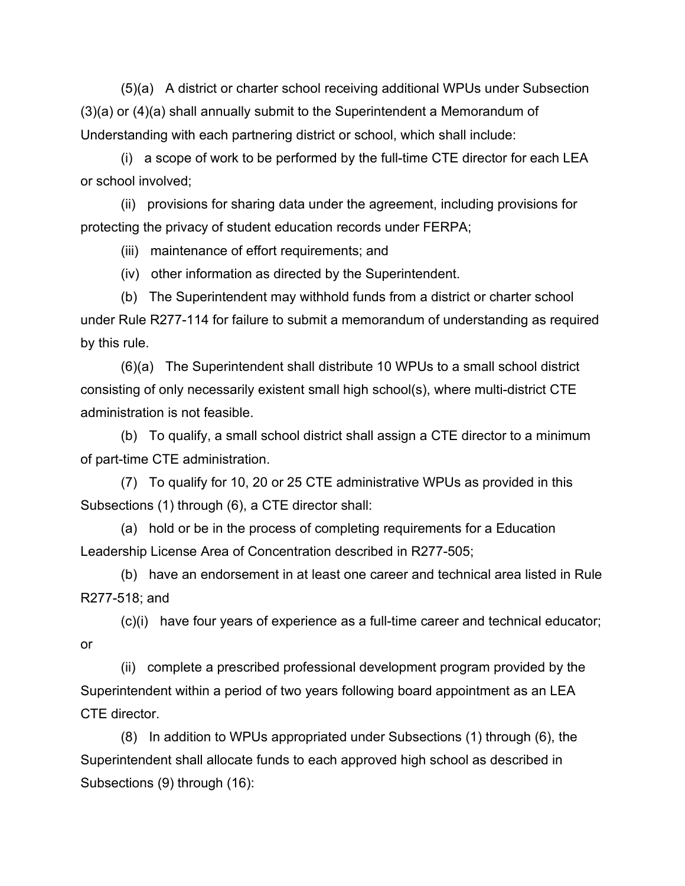(5)(a) A district or charter school receiving additional WPUs under Subsection (3)(a) or (4)(a) shall annually submit to the Superintendent a Memorandum of Understanding with each partnering district or school, which shall include:

(i) a scope of work to be performed by the full-time CTE director for each LEA or school involved;

(ii) provisions for sharing data under the agreement, including provisions for protecting the privacy of student education records under FERPA;

(iii) maintenance of effort requirements; and

(iv) other information as directed by the Superintendent.

(b) The Superintendent may withhold funds from a district or charter school under Rule R277-114 for failure to submit a memorandum of understanding as required by this rule.

(6)(a) The Superintendent shall distribute 10 WPUs to a small school district consisting of only necessarily existent small high school(s), where multi-district CTE administration is not feasible.

(b) To qualify, a small school district shall assign a CTE director to a minimum of part-time CTE administration.

(7) To qualify for 10, 20 or 25 CTE administrative WPUs as provided in this Subsections (1) through (6), a CTE director shall:

(a) hold or be in the process of completing requirements for a Education Leadership License Area of Concentration described in R277-505;

(b) have an endorsement in at least one career and technical area listed in Rule R277-518; and

(c)(i) have four years of experience as a full-time career and technical educator; or

(ii) complete a prescribed professional development program provided by the Superintendent within a period of two years following board appointment as an LEA CTE director.

(8) In addition to WPUs appropriated under Subsections (1) through (6), the Superintendent shall allocate funds to each approved high school as described in Subsections (9) through (16):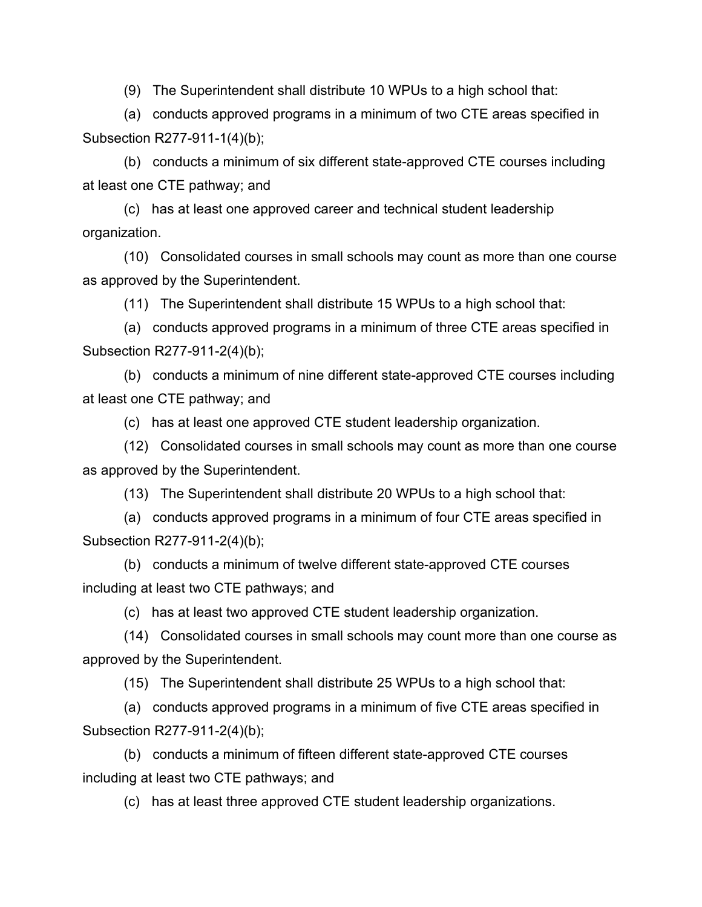(9) The Superintendent shall distribute 10 WPUs to a high school that:

(a) conducts approved programs in a minimum of two CTE areas specified in Subsection R277-911-1(4)(b);

(b) conducts a minimum of six different state-approved CTE courses including at least one CTE pathway; and

(c) has at least one approved career and technical student leadership organization.

(10) Consolidated courses in small schools may count as more than one course as approved by the Superintendent.

(11) The Superintendent shall distribute 15 WPUs to a high school that:

(a) conducts approved programs in a minimum of three CTE areas specified in Subsection R277-911-2(4)(b);

(b) conducts a minimum of nine different state-approved CTE courses including at least one CTE pathway; and

(c) has at least one approved CTE student leadership organization.

(12) Consolidated courses in small schools may count as more than one course as approved by the Superintendent.

(13) The Superintendent shall distribute 20 WPUs to a high school that:

(a) conducts approved programs in a minimum of four CTE areas specified in Subsection R277-911-2(4)(b);

(b) conducts a minimum of twelve different state-approved CTE courses including at least two CTE pathways; and

(c) has at least two approved CTE student leadership organization.

(14) Consolidated courses in small schools may count more than one course as approved by the Superintendent.

(15) The Superintendent shall distribute 25 WPUs to a high school that:

(a) conducts approved programs in a minimum of five CTE areas specified in Subsection R277-911-2(4)(b);

(b) conducts a minimum of fifteen different state-approved CTE courses including at least two CTE pathways; and

(c) has at least three approved CTE student leadership organizations.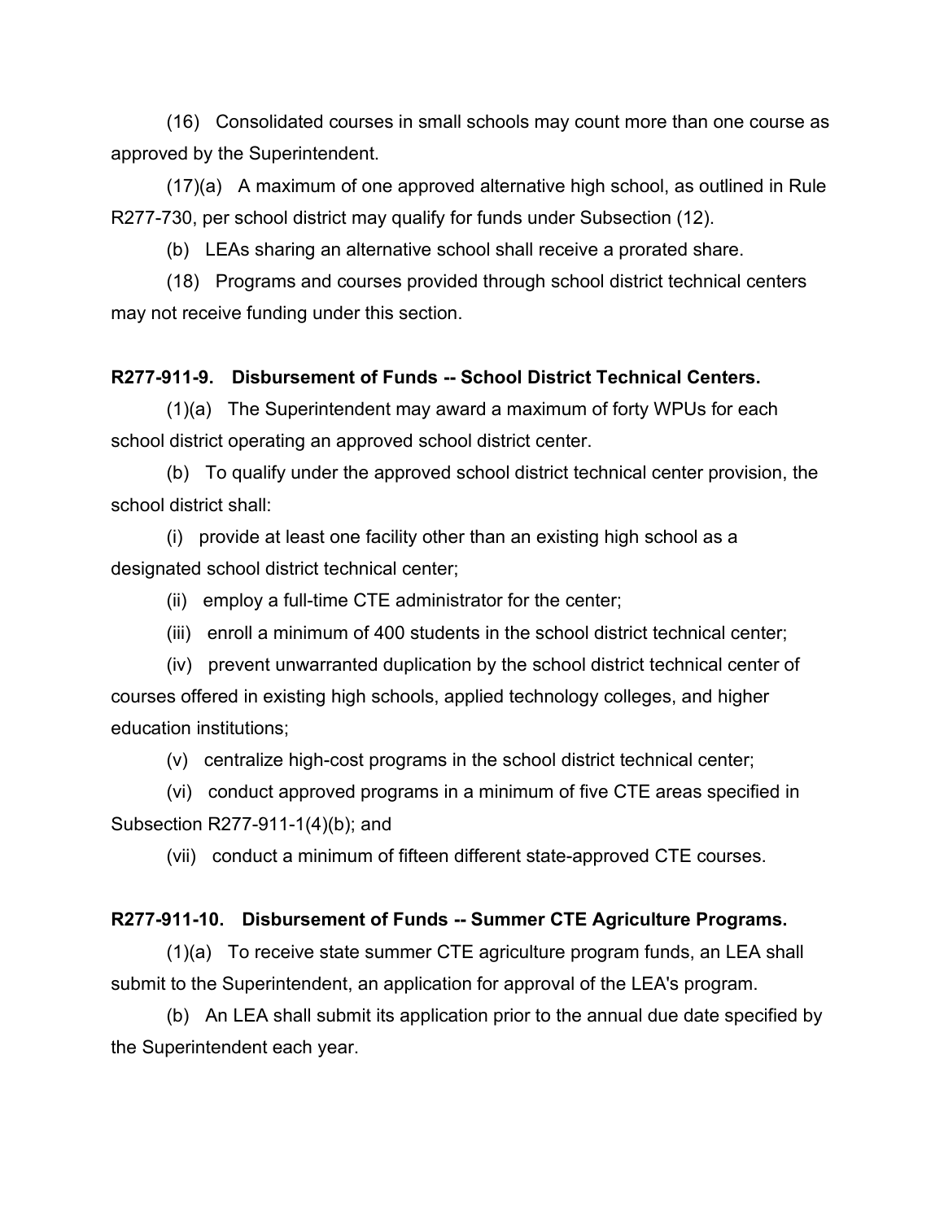(16) Consolidated courses in small schools may count more than one course as approved by the Superintendent.

(17)(a) A maximum of one approved alternative high school, as outlined in Rule R277-730, per school district may qualify for funds under Subsection (12).

(b) LEAs sharing an alternative school shall receive a prorated share.

(18) Programs and courses provided through school district technical centers may not receive funding under this section.

**R277-911-9. Disbursement of Funds -- School District Technical Centers.**

(1)(a) The Superintendent may award a maximum of forty WPUs for each school district operating an approved school district center.

(b) To qualify under the approved school district technical center provision, the school district shall:

(i) provide at least one facility other than an existing high school as a designated school district technical center;

(ii) employ a full-time CTE administrator for the center;

(iii) enroll a minimum of 400 students in the school district technical center;

(iv) prevent unwarranted duplication by the school district technical center of courses offered in existing high schools, applied technology colleges, and higher education institutions;

(v) centralize high-cost programs in the school district technical center;

(vi) conduct approved programs in a minimum of five CTE areas specified in Subsection R277-911-1(4)(b); and

(vii) conduct a minimum of fifteen different state-approved CTE courses.

**R277-911-10. Disbursement of Funds -- Summer CTE Agriculture Programs.**

(1)(a) To receive state summer CTE agriculture program funds, an LEA shall submit to the Superintendent, an application for approval of the LEA's program.

(b) An LEA shall submit its application prior to the annual due date specified by the Superintendent each year.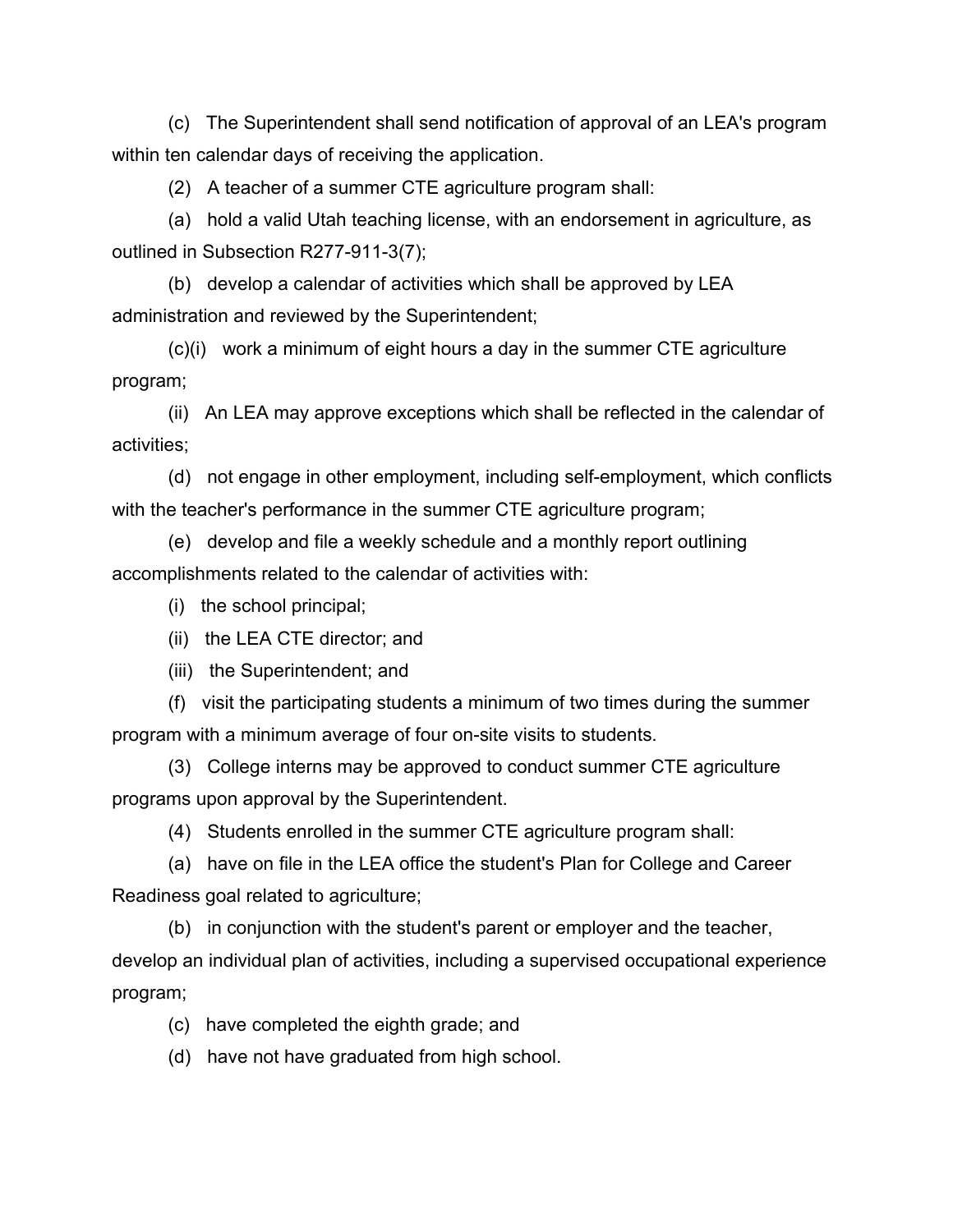(c) The Superintendent shall send notification of approval of an LEA's program within ten calendar days of receiving the application.

(2) A teacher of a summer CTE agriculture program shall:

(a) hold a valid Utah teaching license, with an endorsement in agriculture, as outlined in Subsection R277-911-3(7);

(b) develop a calendar of activities which shall be approved by LEA administration and reviewed by the Superintendent;

(c)(i) work a minimum of eight hours a day in the summer CTE agriculture program;

(ii) An LEA may approve exceptions which shall be reflected in the calendar of activities;

(d) not engage in other employment, including self-employment, which conflicts with the teacher's performance in the summer CTE agriculture program;

(e) develop and file a weekly schedule and a monthly report outlining accomplishments related to the calendar of activities with:

(i) the school principal;

(ii) the LEA CTE director; and

(iii) the Superintendent; and

(f) visit the participating students a minimum of two times during the summer program with a minimum average of four on-site visits to students.

(3) College interns may be approved to conduct summer CTE agriculture programs upon approval by the Superintendent.

(4) Students enrolled in the summer CTE agriculture program shall:

(a) have on file in the LEA office the student's Plan for College and Career Readiness goal related to agriculture;

(b) in conjunction with the student's parent or employer and the teacher, develop an individual plan of activities, including a supervised occupational experience program;

(c) have completed the eighth grade; and

(d) have not have graduated from high school.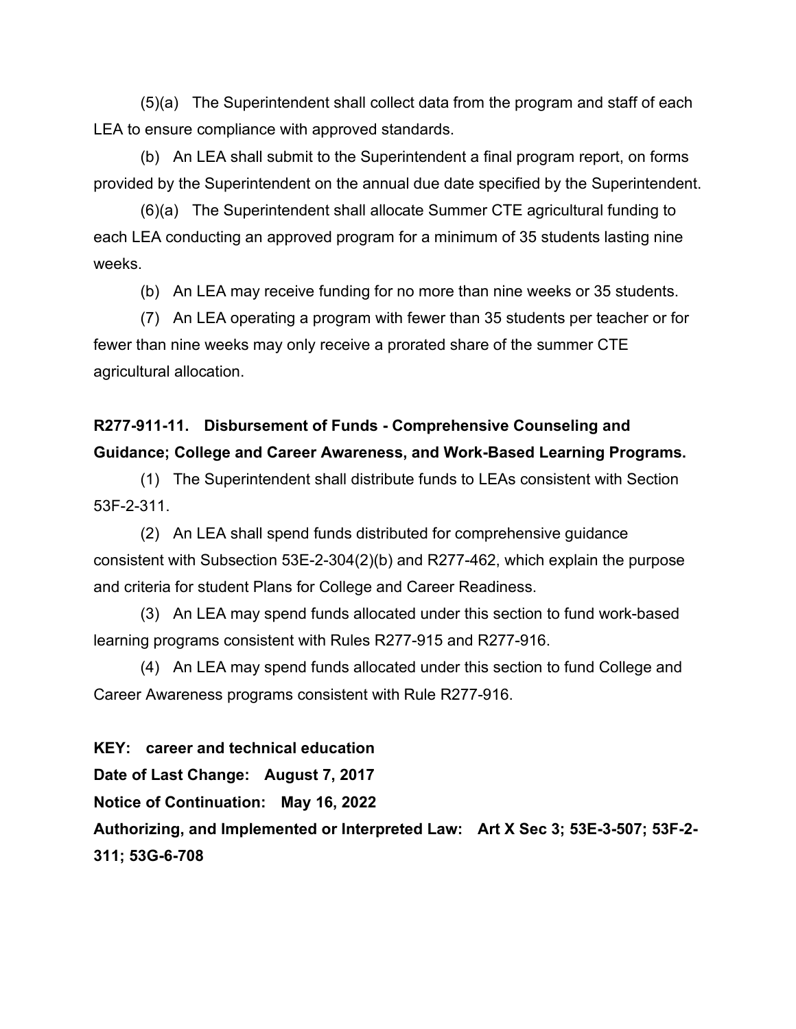(5)(a) The Superintendent shall collect data from the program and staff of each LEA to ensure compliance with approved standards.

(b) An LEA shall submit to the Superintendent a final program report, on forms provided by the Superintendent on the annual due date specified by the Superintendent.

(6)(a) The Superintendent shall allocate Summer CTE agricultural funding to each LEA conducting an approved program for a minimum of 35 students lasting nine weeks.

(b) An LEA may receive funding for no more than nine weeks or 35 students.

(7) An LEA operating a program with fewer than 35 students per teacher or for fewer than nine weeks may only receive a prorated share of the summer CTE agricultural allocation.

**R277-911-11. Disbursement of Funds - Comprehensive Counseling and Guidance; College and Career Awareness, and Work-Based Learning Programs.**

(1) The Superintendent shall distribute funds to LEAs consistent with Section 53F-2-311.

(2) An LEA shall spend funds distributed for comprehensive guidance consistent with Subsection 53E-2-304(2)(b) and R277-462, which explain the purpose and criteria for student Plans for College and Career Readiness.

(3) An LEA may spend funds allocated under this section to fund work-based learning programs consistent with Rules R277-915 and R277-916.

(4) An LEA may spend funds allocated under this section to fund College and Career Awareness programs consistent with Rule R277-916.

**KEY: career and technical education**

**Date of Last Change: August 7, 2017**

**Notice of Continuation: May 16, 2022**

**Authorizing, and Implemented or Interpreted Law: Art X Sec 3; 53E-3-507; 53F-2-311; 53G-6-708**